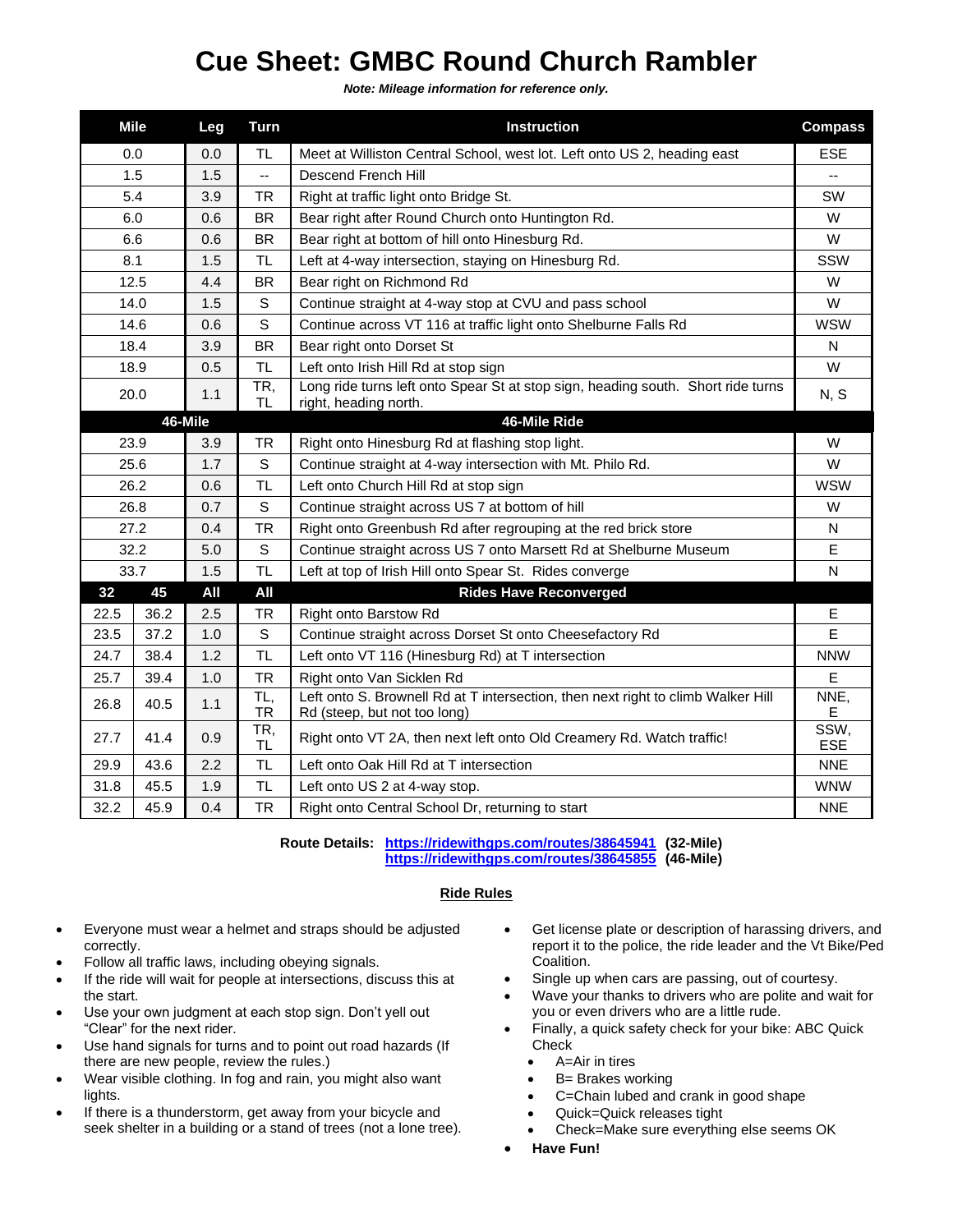# Cue Sheet: GMBC Round Church Rambler

***Note: Mileage information for reference only.***

| Mile | | Leg | Turn | Instruction | Compass |
|---|---|---|---|---|---|
| 0.0 | | 0.0 | TL | Meet at Williston Central School, west lot. Left onto US 2, heading east | ESE |
| 1.5 | | 1.5 | -- | Descend French Hill | -- |
| 5.4 | | 3.9 | TR | Right at traffic light onto Bridge St. | SW |
| 6.0 | | 0.6 | BR | Bear right after Round Church onto Huntington Rd. | W |
| 6.6 | | 0.6 | BR | Bear right at bottom of hill onto Hinesburg Rd. | W |
| 8.1 | | 1.5 | TL | Left at 4-way intersection, staying on Hinesburg Rd. | SSW |
| 12.5 | | 4.4 | BR | Bear right on Richmond Rd | W |
| 14.0 | | 1.5 | S | Continue straight at 4-way stop at CVU and pass school | W |
| 14.6 | | 0.6 | S | Continue across VT 116 at traffic light onto Shelburne Falls Rd | WSW |
| 18.4 | | 3.9 | BR | Bear right onto Dorset St | N |
| 18.9 | | 0.5 | TL | Left onto Irish Hill Rd at stop sign | W |
| 20.0 | | 1.1 | TR, TL | Long ride turns left onto Spear St at stop sign, heading south. Short ride turns right, heading north. | N, S |
| **46-Mile** | | | | **46-Mile Ride** | |
| 23.9 | | 3.9 | TR | Right onto Hinesburg Rd at flashing stop light. | W |
| 25.6 | | 1.7 | S | Continue straight at 4-way intersection with Mt. Philo Rd. | W |
| 26.2 | | 0.6 | TL | Left onto Church Hill Rd at stop sign | WSW |
| 26.8 | | 0.7 | S | Continue straight across US 7 at bottom of hill | W |
| 27.2 | | 0.4 | TR | Right onto Greenbush Rd after regrouping at the red brick store | N |
| 32.2 | | 5.0 | S | Continue straight across US 7 onto Marsett Rd at Shelburne Museum | E |
| 33.7 | | 1.5 | TL | Left at top of Irish Hill onto Spear St. Rides converge | N |
| **32** | **45** | **All** | **All** | **Rides Have Reconverged** | |
| 22.5 | 36.2 | 2.5 | TR | Right onto Barstow Rd | E |
| 23.5 | 37.2 | 1.0 | S | Continue straight across Dorset St onto Cheesefactory Rd | E |
| 24.7 | 38.4 | 1.2 | TL | Left onto VT 116 (Hinesburg Rd) at T intersection | NNW |
| 25.7 | 39.4 | 1.0 | TR | Right onto Van Sicklen Rd | E |
| 26.8 | 40.5 | 1.1 | TL, TR | Left onto S. Brownell Rd at T intersection, then next right to climb Walker Hill Rd (steep, but not too long) | NNE, E |
| 27.7 | 41.4 | 0.9 | TR, TL | Right onto VT 2A, then next left onto Old Creamery Rd. Watch traffic! | SSW, ESE |
| 29.9 | 43.6 | 2.2 | TL | Left onto Oak Hill Rd at T intersection | NNE |
| 31.8 | 45.5 | 1.9 | TL | Left onto US 2 at 4-way stop. | WNW |
| 32.2 | 45.9 | 0.4 | TR | Right onto Central School Dr, returning to start | NNE |

**Route Details:** https://ridewithgps.com/routes/38645941 **(32-Mile)**
https://ridewithgps.com/routes/38645855 **(46-Mile)**

## Ride Rules

- Everyone must wear a helmet and straps should be adjusted correctly.
- Follow all traffic laws, including obeying signals.
- If the ride will wait for people at intersections, discuss this at the start.
- Use your own judgment at each stop sign. Don't yell out "Clear" for the next rider.
- Use hand signals for turns and to point out road hazards (If there are new people, review the rules.)
- Wear visible clothing. In fog and rain, you might also want lights.
- If there is a thunderstorm, get away from your bicycle and seek shelter in a building or a stand of trees (not a lone tree).
- Get license plate or description of harassing drivers, and report it to the police, the ride leader and the Vt Bike/Ped Coalition.
- Single up when cars are passing, out of courtesy.
- Wave your thanks to drivers who are polite and wait for you or even drivers who are a little rude.
- Finally, a quick safety check for your bike: ABC Quick Check
  - A=Air in tires
  - B= Brakes working
  - C=Chain lubed and crank in good shape
  - Quick=Quick releases tight
  - Check=Make sure everything else seems OK
- **Have Fun!**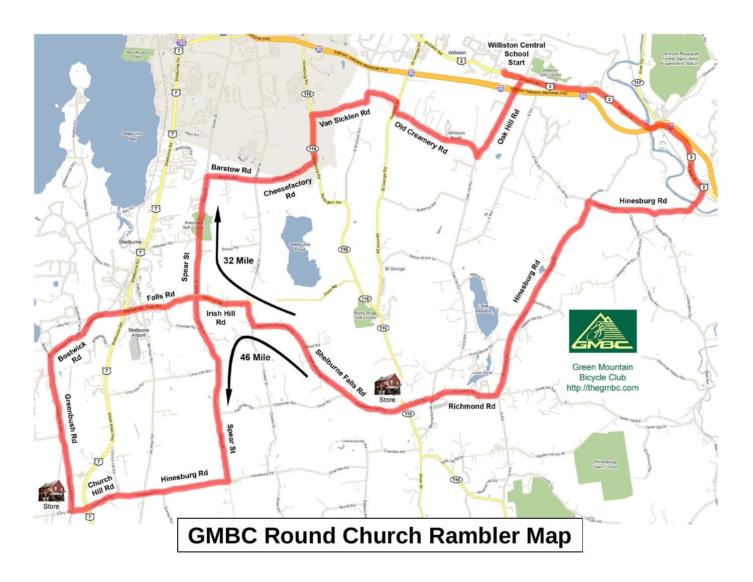# GMBC Round Church Rambler Map

Williston Central School Start

Van Sicklen Rd

Old Creamery Rd

Oak Hill Rd

Barstow Rd

Cheesefactory Rd

Spear St

32 Mile

Falls Rd

Irish Hill Rd

46 Mile

Shelburne Falls Rd

Store

Richmond Rd

Hinesburg Rd

Bostwick Rd

Greenbush Rd

Church Hill Rd

Spear St

Hinesburg Rd

Store

Green Mountain Bicycle Club

http://thegmbc.com